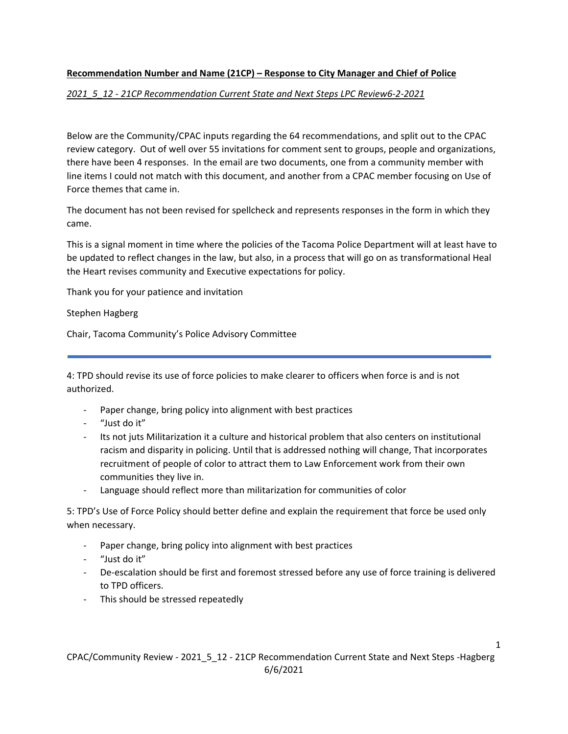**Recommendation Number and Name (21CP) – Response to City Manager and Chief of Police**

*2021_5_12 - 21CP Recommendation Current State and Next Steps LPC Review6-2-2021*

Below are the Community/CPAC inputs regarding the 64 recommendations, and split out to the CPAC review category. Out of well over 55 invitations for comment sent to groups, people and organizations, there have been 4 responses. In the email are two documents, one from a community member with line items I could not match with this document, and another from a CPAC member focusing on Use of Force themes that came in.

The document has not been revised for spellcheck and represents responses in the form in which they came.

This is a signal moment in time where the policies of the Tacoma Police Department will at least have to be updated to reflect changes in the law, but also, in a process that will go on as transformational Heal the Heart revises community and Executive expectations for policy.

Thank you for your patience and invitation

Stephen Hagberg

Chair, Tacoma Community's Police Advisory Committee

---

4: TPD should revise its use of force policies to make clearer to officers when force is and is not authorized.

- Paper change, bring policy into alignment with best practices
- "Just do it"
- Its not juts Militarization it a culture and historical problem that also centers on institutional racism and disparity in policing. Until that is addressed nothing will change, That incorporates recruitment of people of color to attract them to Law Enforcement work from their own communities they live in.
- Language should reflect more than militarization for communities of color

5: TPD's Use of Force Policy should better define and explain the requirement that force be used only when necessary.

- Paper change, bring policy into alignment with best practices
- "Just do it"
- De-escalation should be first and foremost stressed before any use of force training is delivered to TPD officers.
- This should be stressed repeatedly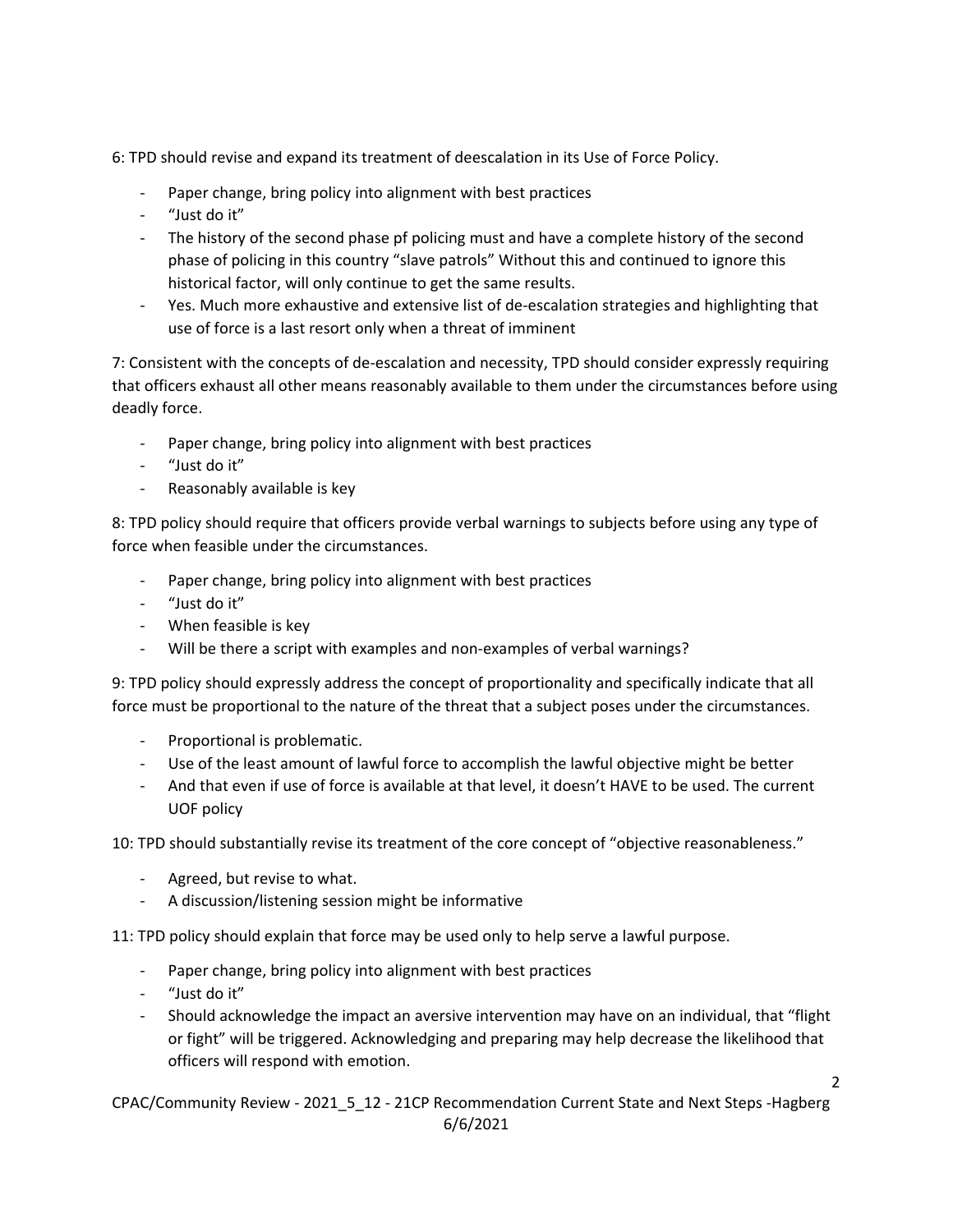6: TPD should revise and expand its treatment of deescalation in its Use of Force Policy.

- Paper change, bring policy into alignment with best practices
- "Just do it"
- The history of the second phase pf policing must and have a complete history of the second phase of policing in this country "slave patrols" Without this and continued to ignore this historical factor, will only continue to get the same results.
- Yes. Much more exhaustive and extensive list of de-escalation strategies and highlighting that use of force is a last resort only when a threat of imminent

7: Consistent with the concepts of de-escalation and necessity, TPD should consider expressly requiring that officers exhaust all other means reasonably available to them under the circumstances before using deadly force.

- Paper change, bring policy into alignment with best practices
- "Just do it"
- Reasonably available is key

8: TPD policy should require that officers provide verbal warnings to subjects before using any type of force when feasible under the circumstances.

- Paper change, bring policy into alignment with best practices
- "Just do it"
- When feasible is key
- Will be there a script with examples and non-examples of verbal warnings?

9: TPD policy should expressly address the concept of proportionality and specifically indicate that all force must be proportional to the nature of the threat that a subject poses under the circumstances.

- Proportional is problematic.
- Use of the least amount of lawful force to accomplish the lawful objective might be better
- And that even if use of force is available at that level, it doesn't HAVE to be used. The current UOF policy

10: TPD should substantially revise its treatment of the core concept of "objective reasonableness."

- Agreed, but revise to what.
- A discussion/listening session might be informative

11: TPD policy should explain that force may be used only to help serve a lawful purpose.

- Paper change, bring policy into alignment with best practices
- "Just do it"
- Should acknowledge the impact an aversive intervention may have on an individual, that "flight or fight" will be triggered. Acknowledging and preparing may help decrease the likelihood that officers will respond with emotion.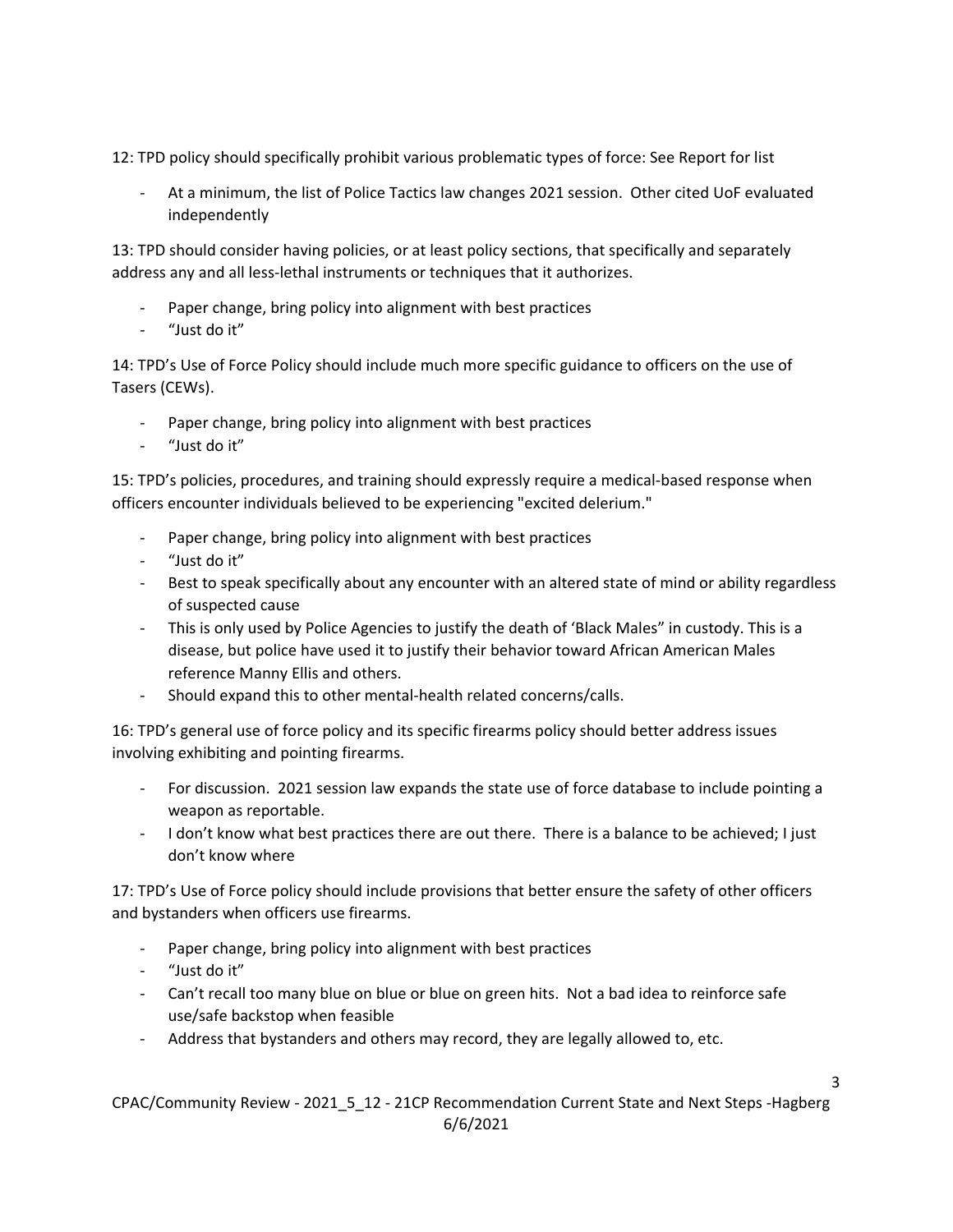12: TPD policy should specifically prohibit various problematic types of force: See Report for list

- At a minimum, the list of Police Tactics law changes 2021 session. Other cited UoF evaluated independently

13: TPD should consider having policies, or at least policy sections, that specifically and separately address any and all less-lethal instruments or techniques that it authorizes.

- Paper change, bring policy into alignment with best practices
- "Just do it"

14: TPD's Use of Force Policy should include much more specific guidance to officers on the use of Tasers (CEWs).

- Paper change, bring policy into alignment with best practices
- "Just do it"

15: TPD's policies, procedures, and training should expressly require a medical-based response when officers encounter individuals believed to be experiencing "excited delerium."

- Paper change, bring policy into alignment with best practices
- "Just do it"
- Best to speak specifically about any encounter with an altered state of mind or ability regardless of suspected cause
- This is only used by Police Agencies to justify the death of 'Black Males" in custody. This is a disease, but police have used it to justify their behavior toward African American Males reference Manny Ellis and others.
- Should expand this to other mental-health related concerns/calls.

16: TPD's general use of force policy and its specific firearms policy should better address issues involving exhibiting and pointing firearms.

- For discussion. 2021 session law expands the state use of force database to include pointing a weapon as reportable.
- I don't know what best practices there are out there. There is a balance to be achieved; I just don't know where

17: TPD's Use of Force policy should include provisions that better ensure the safety of other officers and bystanders when officers use firearms.

- Paper change, bring policy into alignment with best practices
- "Just do it"
- Can't recall too many blue on blue or blue on green hits. Not a bad idea to reinforce safe use/safe backstop when feasible
- Address that bystanders and others may record, they are legally allowed to, etc.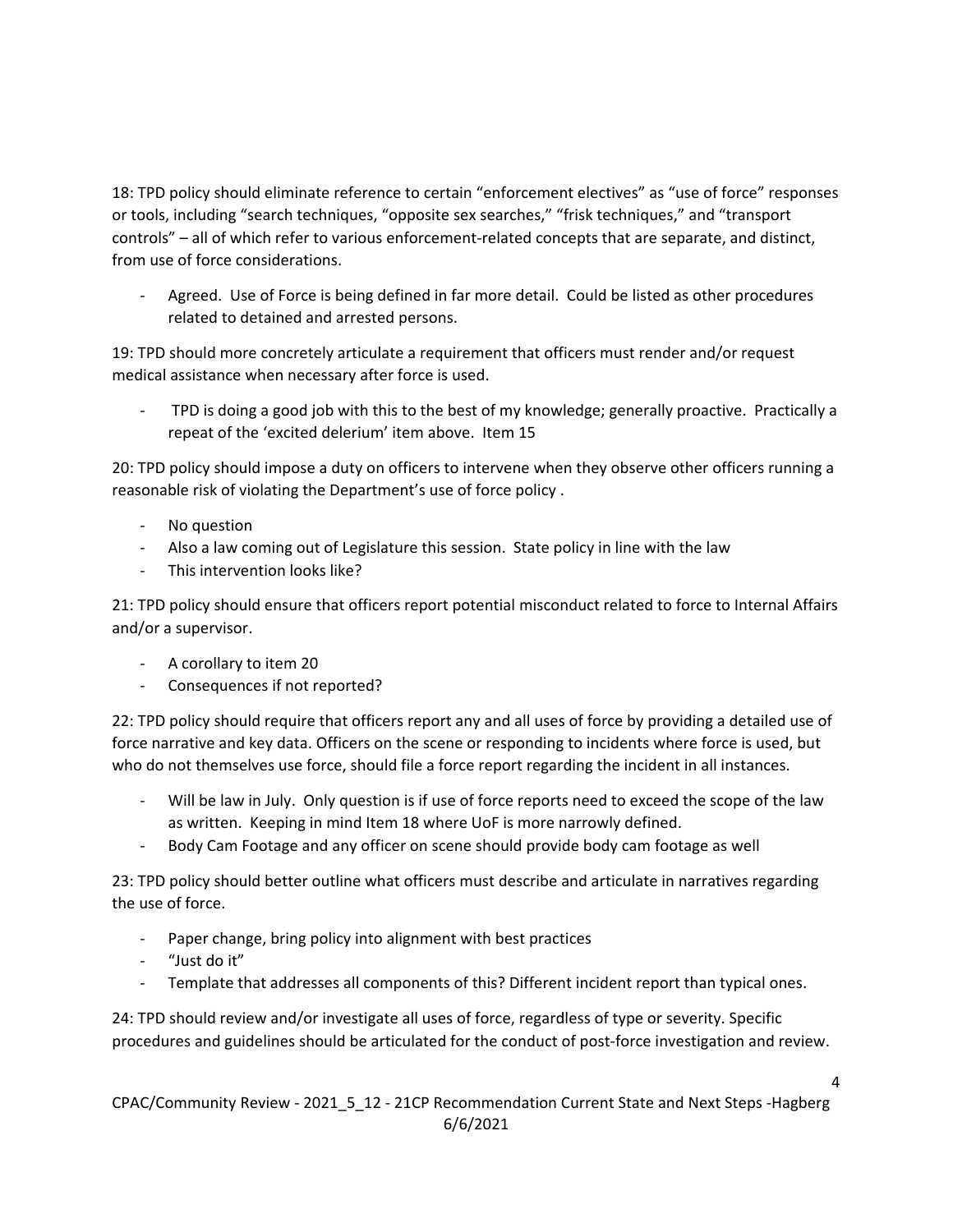18: TPD policy should eliminate reference to certain "enforcement electives" as "use of force" responses or tools, including "search techniques, "opposite sex searches," "frisk techniques," and "transport controls" – all of which refer to various enforcement-related concepts that are separate, and distinct, from use of force considerations.

- Agreed. Use of Force is being defined in far more detail. Could be listed as other procedures related to detained and arrested persons.

19: TPD should more concretely articulate a requirement that officers must render and/or request medical assistance when necessary after force is used.

- TPD is doing a good job with this to the best of my knowledge; generally proactive. Practically a repeat of the 'excited delerium' item above. Item 15

20: TPD policy should impose a duty on officers to intervene when they observe other officers running a reasonable risk of violating the Department's use of force policy .

- No question
- Also a law coming out of Legislature this session. State policy in line with the law
- This intervention looks like?

21: TPD policy should ensure that officers report potential misconduct related to force to Internal Affairs and/or a supervisor.

- A corollary to item 20
- Consequences if not reported?

22: TPD policy should require that officers report any and all uses of force by providing a detailed use of force narrative and key data. Officers on the scene or responding to incidents where force is used, but who do not themselves use force, should file a force report regarding the incident in all instances.

- Will be law in July. Only question is if use of force reports need to exceed the scope of the law as written. Keeping in mind Item 18 where UoF is more narrowly defined.
- Body Cam Footage and any officer on scene should provide body cam footage as well

23: TPD policy should better outline what officers must describe and articulate in narratives regarding the use of force.

- Paper change, bring policy into alignment with best practices
- "Just do it"
- Template that addresses all components of this? Different incident report than typical ones.

24: TPD should review and/or investigate all uses of force, regardless of type or severity. Specific procedures and guidelines should be articulated for the conduct of post-force investigation and review.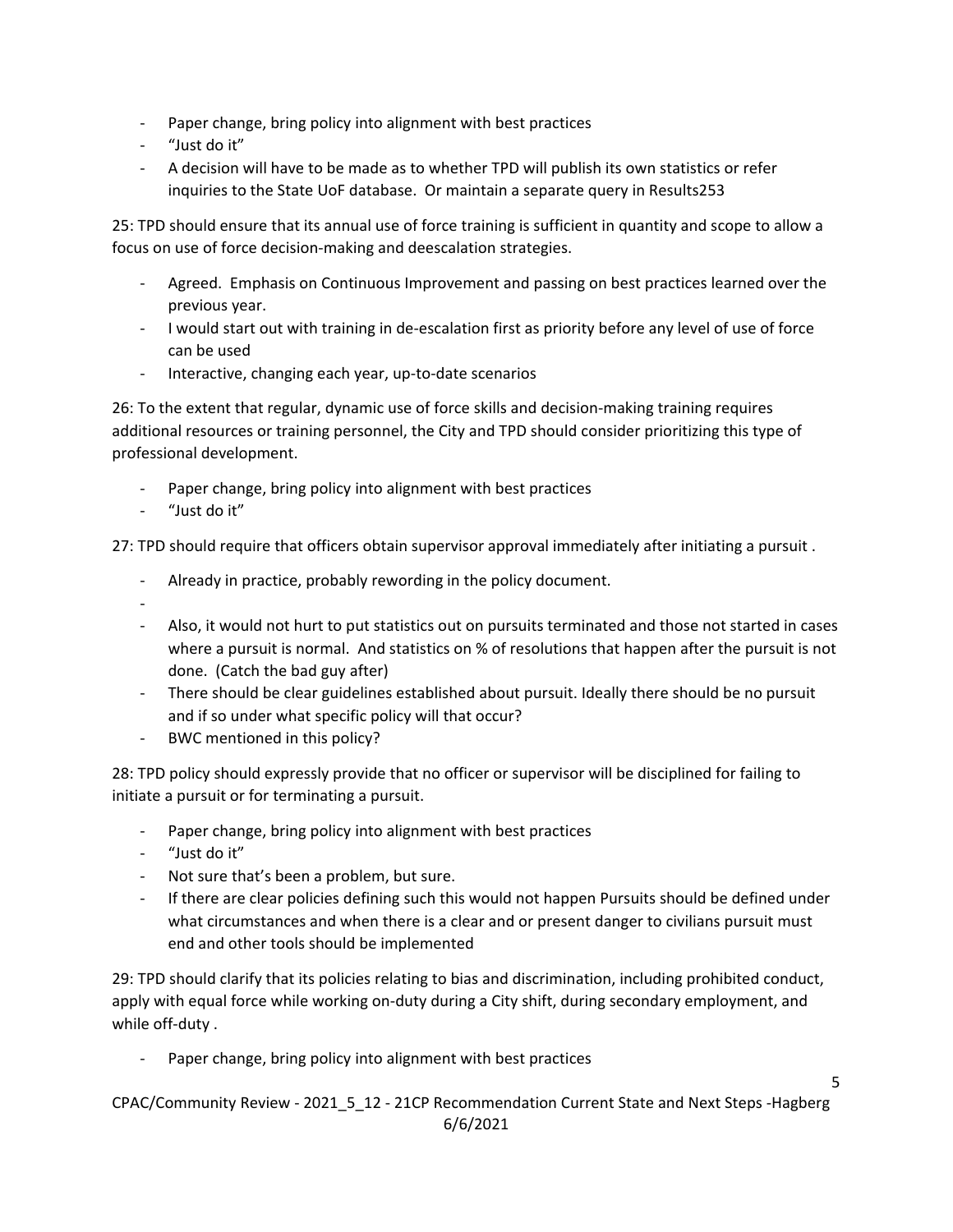- Paper change, bring policy into alignment with best practices
- "Just do it"
- A decision will have to be made as to whether TPD will publish its own statistics or refer inquiries to the State UoF database. Or maintain a separate query in Results253

25: TPD should ensure that its annual use of force training is sufficient in quantity and scope to allow a focus on use of force decision-making and deescalation strategies.

- Agreed. Emphasis on Continuous Improvement and passing on best practices learned over the previous year.
- I would start out with training in de-escalation first as priority before any level of use of force can be used
- Interactive, changing each year, up-to-date scenarios

26: To the extent that regular, dynamic use of force skills and decision-making training requires additional resources or training personnel, the City and TPD should consider prioritizing this type of professional development.

- Paper change, bring policy into alignment with best practices
- "Just do it"

27: TPD should require that officers obtain supervisor approval immediately after initiating a pursuit .

- Already in practice, probably rewording in the policy document.
- 
- Also, it would not hurt to put statistics out on pursuits terminated and those not started in cases where a pursuit is normal. And statistics on % of resolutions that happen after the pursuit is not done. (Catch the bad guy after)
- There should be clear guidelines established about pursuit. Ideally there should be no pursuit and if so under what specific policy will that occur?
- BWC mentioned in this policy?

28: TPD policy should expressly provide that no officer or supervisor will be disciplined for failing to initiate a pursuit or for terminating a pursuit.

- Paper change, bring policy into alignment with best practices
- "Just do it"
- Not sure that's been a problem, but sure.
- If there are clear policies defining such this would not happen Pursuits should be defined under what circumstances and when there is a clear and or present danger to civilians pursuit must end and other tools should be implemented

29: TPD should clarify that its policies relating to bias and discrimination, including prohibited conduct, apply with equal force while working on-duty during a City shift, during secondary employment, and while off-duty .

- Paper change, bring policy into alignment with best practices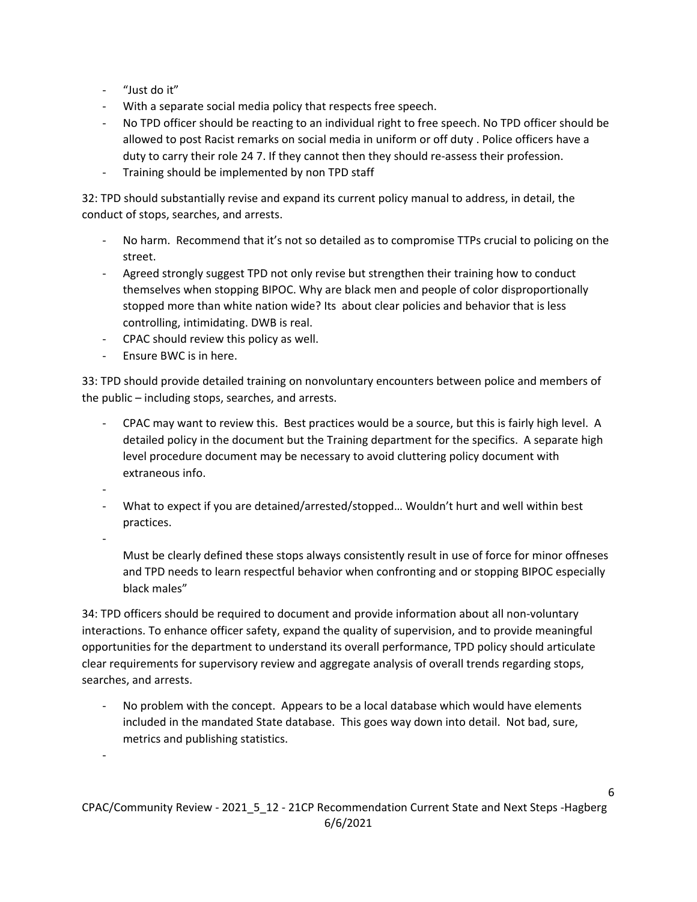- "Just do it"
- With a separate social media policy that respects free speech.
- No TPD officer should be reacting to an individual right to free speech. No TPD officer should be allowed to post Racist remarks on social media in uniform or off duty . Police officers have a duty to carry their role 24 7. If they cannot then they should re-assess their profession.
- Training should be implemented by non TPD staff

32: TPD should substantially revise and expand its current policy manual to address, in detail, the conduct of stops, searches, and arrests.

- No harm. Recommend that it's not so detailed as to compromise TTPs crucial to policing on the street.
- Agreed strongly suggest TPD not only revise but strengthen their training how to conduct themselves when stopping BIPOC. Why are black men and people of color disproportionally stopped more than white nation wide? Its about clear policies and behavior that is less controlling, intimidating. DWB is real.
- CPAC should review this policy as well.
- Ensure BWC is in here.

33: TPD should provide detailed training on nonvoluntary encounters between police and members of the public – including stops, searches, and arrests.

- CPAC may want to review this. Best practices would be a source, but this is fairly high level. A detailed policy in the document but the Training department for the specifics. A separate high level procedure document may be necessary to avoid cluttering policy document with extraneous info.
-
- What to expect if you are detained/arrested/stopped… Wouldn't hurt and well within best practices.
-

  Must be clearly defined these stops always consistently result in use of force for minor offneses and TPD needs to learn respectful behavior when confronting and or stopping BIPOC especially black males"

34: TPD officers should be required to document and provide information about all non-voluntary interactions. To enhance officer safety, expand the quality of supervision, and to provide meaningful opportunities for the department to understand its overall performance, TPD policy should articulate clear requirements for supervisory review and aggregate analysis of overall trends regarding stops, searches, and arrests.

- No problem with the concept. Appears to be a local database which would have elements included in the mandated State database. This goes way down into detail. Not bad, sure, metrics and publishing statistics.
-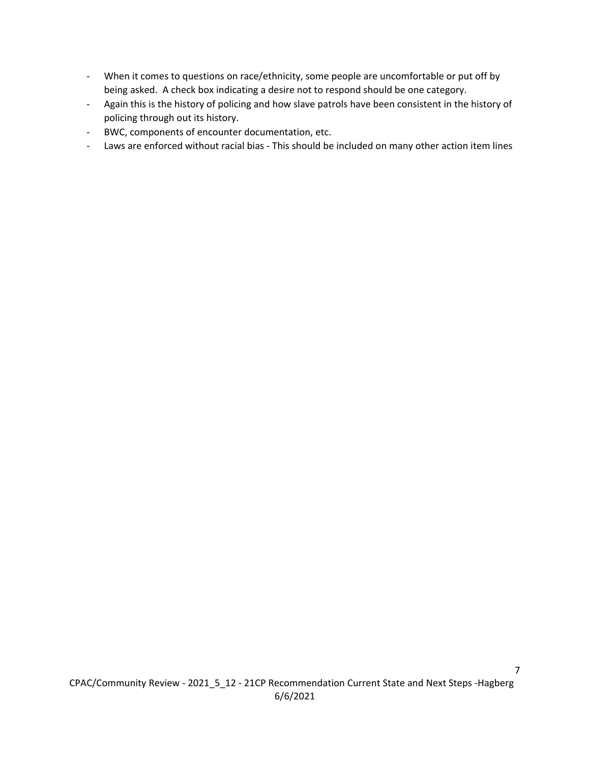- When it comes to questions on race/ethnicity, some people are uncomfortable or put off by being asked. A check box indicating a desire not to respond should be one category.
- Again this is the history of policing and how slave patrols have been consistent in the history of policing through out its history.
- BWC, components of encounter documentation, etc.
- Laws are enforced without racial bias - This should be included on many other action item lines